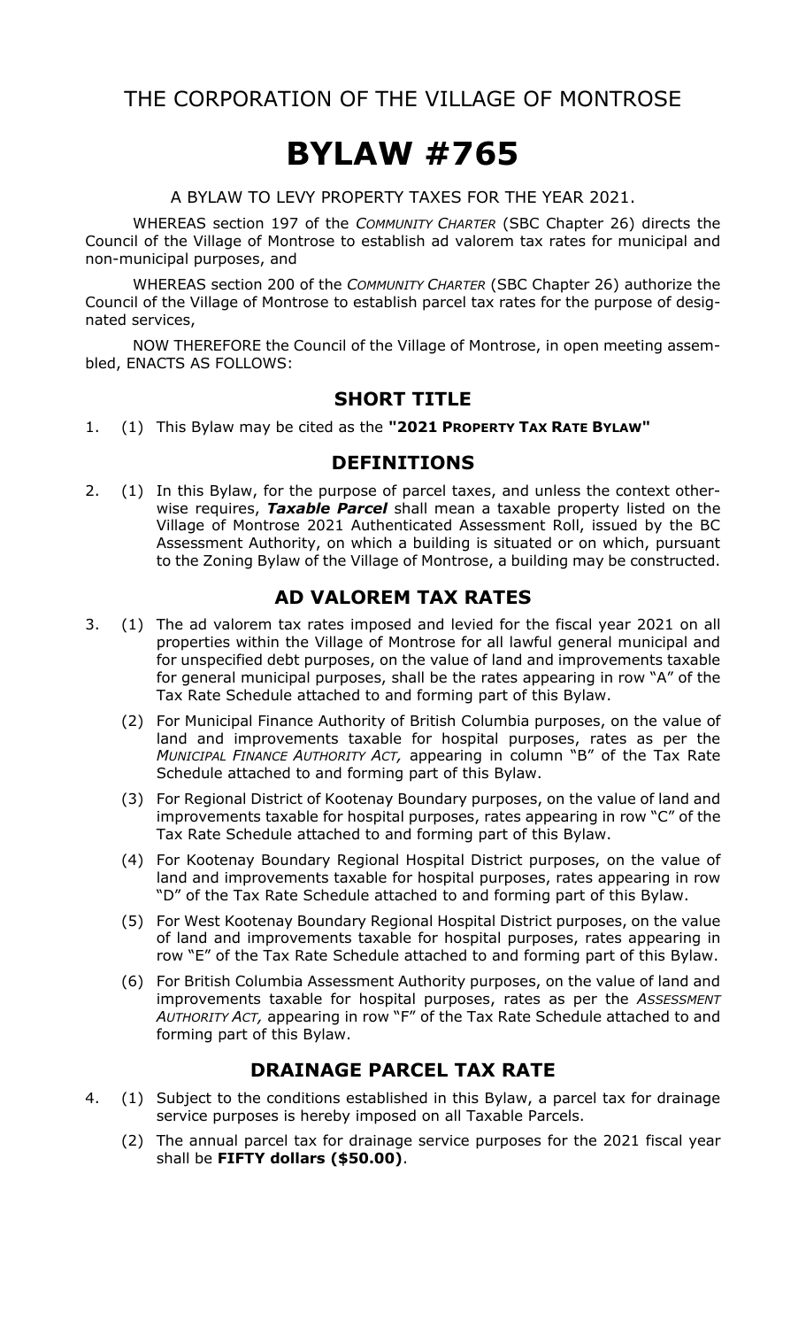THE CORPORATION OF THE VILLAGE OF MONTROSE

# BYLAW #765

A BYLAW TO LEVY PROPERTY TAXES FOR THE YEAR 2021.

WHEREAS section 197 of the *COMMUNITY CHARTER* (SBC Chapter 26) directs the Council of the Village of Montrose to establish ad valorem tax rates for municipal and non-municipal purposes, and

WHEREAS section 200 of the *COMMUNITY CHARTER* (SBC Chapter 26) authorize the Council of the Village of Montrose to establish parcel tax rates for the purpose of designated services,

NOW THEREFORE the Council of the Village of Montrose, in open meeting assembled, ENACTS AS FOLLOWS:

## SHORT TITLE

1. (1) This Bylaw may be cited as the **"2021 PROPERTY TAX RATE BYLAW"**

## DEFINITIONS

2. (1) In this Bylaw, for the purpose of parcel taxes, and unless the context otherwise requires, ***Taxable Parcel*** shall mean a taxable property listed on the Village of Montrose 2021 Authenticated Assessment Roll, issued by the BC Assessment Authority, on which a building is situated or on which, pursuant to the Zoning Bylaw of the Village of Montrose, a building may be constructed.

## AD VALOREM TAX RATES

3. (1) The ad valorem tax rates imposed and levied for the fiscal year 2021 on all properties within the Village of Montrose for all lawful general municipal and for unspecified debt purposes, on the value of land and improvements taxable for general municipal purposes, shall be the rates appearing in row "A" of the Tax Rate Schedule attached to and forming part of this Bylaw.

   (2) For Municipal Finance Authority of British Columbia purposes, on the value of land and improvements taxable for hospital purposes, rates as per the *MUNICIPAL FINANCE AUTHORITY ACT,* appearing in column "B" of the Tax Rate Schedule attached to and forming part of this Bylaw.

   (3) For Regional District of Kootenay Boundary purposes, on the value of land and improvements taxable for hospital purposes, rates appearing in row "C" of the Tax Rate Schedule attached to and forming part of this Bylaw.

   (4) For Kootenay Boundary Regional Hospital District purposes, on the value of land and improvements taxable for hospital purposes, rates appearing in row "D" of the Tax Rate Schedule attached to and forming part of this Bylaw.

   (5) For West Kootenay Boundary Regional Hospital District purposes, on the value of land and improvements taxable for hospital purposes, rates appearing in row "E" of the Tax Rate Schedule attached to and forming part of this Bylaw.

   (6) For British Columbia Assessment Authority purposes, on the value of land and improvements taxable for hospital purposes, rates as per the *ASSESSMENT AUTHORITY ACT,* appearing in row "F" of the Tax Rate Schedule attached to and forming part of this Bylaw.

## DRAINAGE PARCEL TAX RATE

4. (1) Subject to the conditions established in this Bylaw, a parcel tax for drainage service purposes is hereby imposed on all Taxable Parcels.

   (2) The annual parcel tax for drainage service purposes for the 2021 fiscal year shall be **FIFTY dollars ($50.00)**.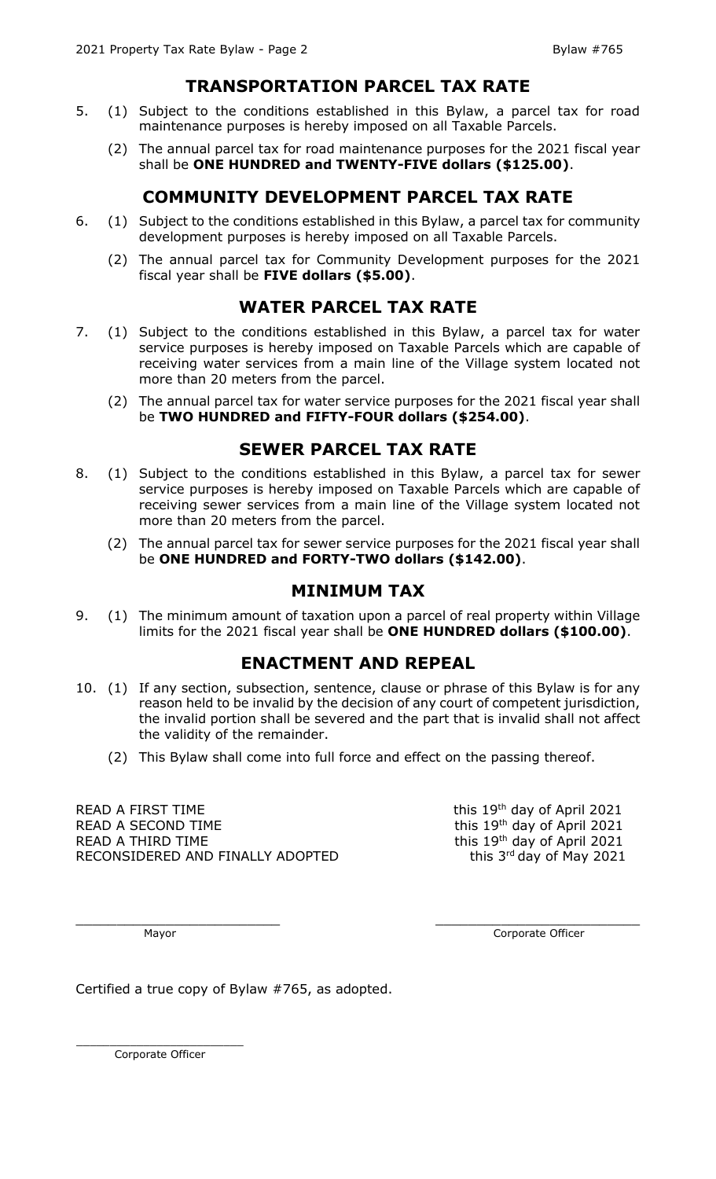## TRANSPORTATION PARCEL TAX RATE

5. (1) Subject to the conditions established in this Bylaw, a parcel tax for road maintenance purposes is hereby imposed on all Taxable Parcels.

   (2) The annual parcel tax for road maintenance purposes for the 2021 fiscal year shall be **ONE HUNDRED and TWENTY-FIVE dollars ($125.00)**.

## COMMUNITY DEVELOPMENT PARCEL TAX RATE

6. (1) Subject to the conditions established in this Bylaw, a parcel tax for community development purposes is hereby imposed on all Taxable Parcels.

   (2) The annual parcel tax for Community Development purposes for the 2021 fiscal year shall be **FIVE dollars ($5.00)**.

## WATER PARCEL TAX RATE

7. (1) Subject to the conditions established in this Bylaw, a parcel tax for water service purposes is hereby imposed on Taxable Parcels which are capable of receiving water services from a main line of the Village system located not more than 20 meters from the parcel.

   (2) The annual parcel tax for water service purposes for the 2021 fiscal year shall be **TWO HUNDRED and FIFTY-FOUR dollars ($254.00)**.

## SEWER PARCEL TAX RATE

8. (1) Subject to the conditions established in this Bylaw, a parcel tax for sewer service purposes is hereby imposed on Taxable Parcels which are capable of receiving sewer services from a main line of the Village system located not more than 20 meters from the parcel.

   (2) The annual parcel tax for sewer service purposes for the 2021 fiscal year shall be **ONE HUNDRED and FORTY-TWO dollars ($142.00)**.

## MINIMUM TAX

9. (1) The minimum amount of taxation upon a parcel of real property within Village limits for the 2021 fiscal year shall be **ONE HUNDRED dollars ($100.00)**.

## ENACTMENT AND REPEAL

10. (1) If any section, subsection, sentence, clause or phrase of this Bylaw is for any reason held to be invalid by the decision of any court of competent jurisdiction, the invalid portion shall be severed and the part that is invalid shall not affect the validity of the remainder.

    (2) This Bylaw shall come into full force and effect on the passing thereof.

READ A FIRST TIME this 19th day of April 2021
READ A SECOND TIME this 19th day of April 2021
READ A THIRD TIME this 19th day of April 2021
RECONSIDERED AND FINALLY ADOPTED this 3rd day of May 2021

\_\_\_\_\_\_\_\_\_\_\_\_\_\_\_\_\_\_\_\_\_\_\_\_\_\_ Mayor

\_\_\_\_\_\_\_\_\_\_\_\_\_\_\_\_\_\_\_\_\_\_\_\_\_\_ Corporate Officer

Certified a true copy of Bylaw #765, as adopted.

\_\_\_\_\_\_\_\_\_\_\_\_\_\_\_\_\_\_\_\_\_\_\_\_\_\_ Corporate Officer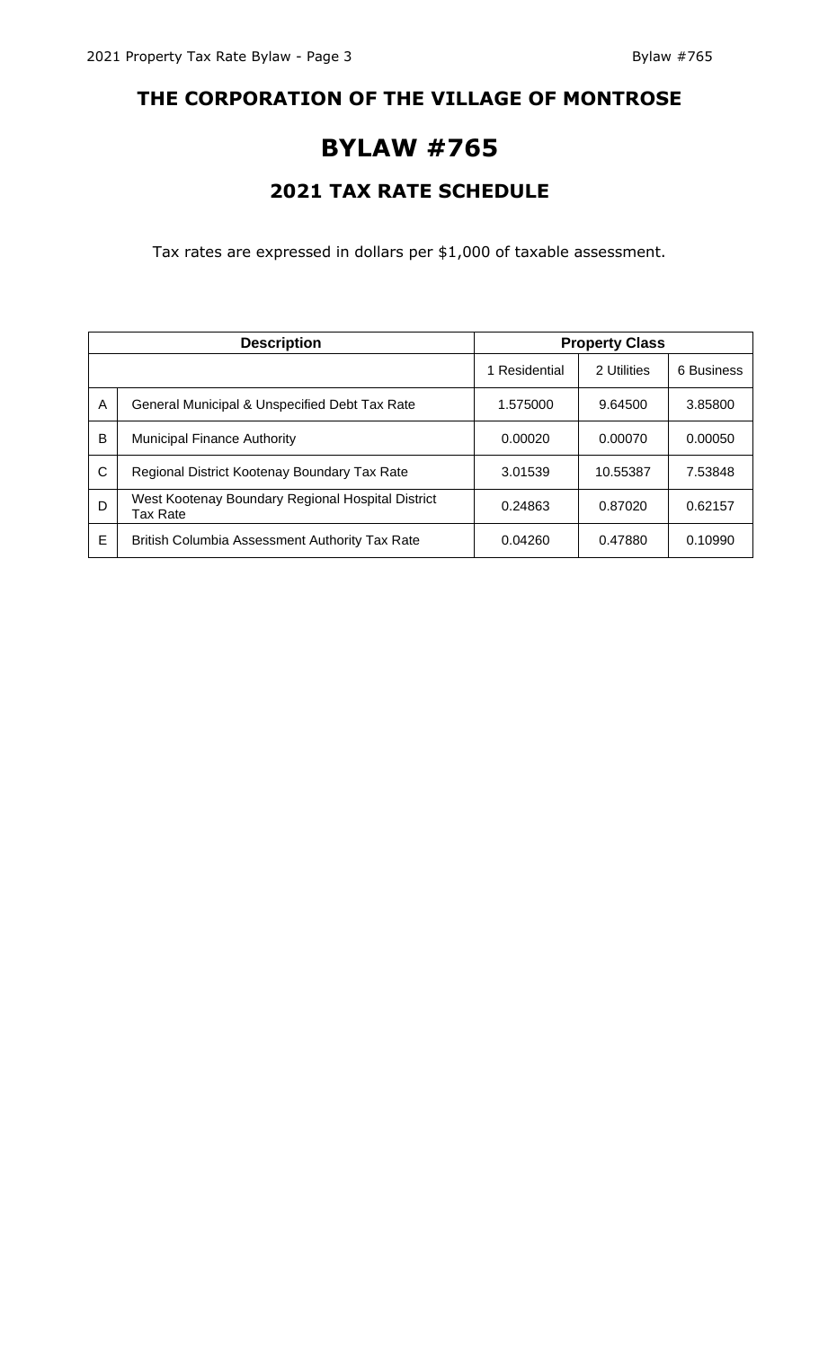# THE CORPORATION OF THE VILLAGE OF MONTROSE

# BYLAW #765

## 2021 TAX RATE SCHEDULE

Tax rates are expressed in dollars per $1,000 of taxable assessment.

| Description | | Property Class | | |
|---|---|---|---|---|
| | | 1 Residential | 2 Utilities | 6 Business |
| A | General Municipal & Unspecified Debt Tax Rate | 1.575000 | 9.64500 | 3.85800 |
| B | Municipal Finance Authority | 0.00020 | 0.00070 | 0.00050 |
| C | Regional District Kootenay Boundary Tax Rate | 3.01539 | 10.55387 | 7.53848 |
| D | West Kootenay Boundary Regional Hospital District Tax Rate | 0.24863 | 0.87020 | 0.62157 |
| E | British Columbia Assessment Authority Tax Rate | 0.04260 | 0.47880 | 0.10990 |